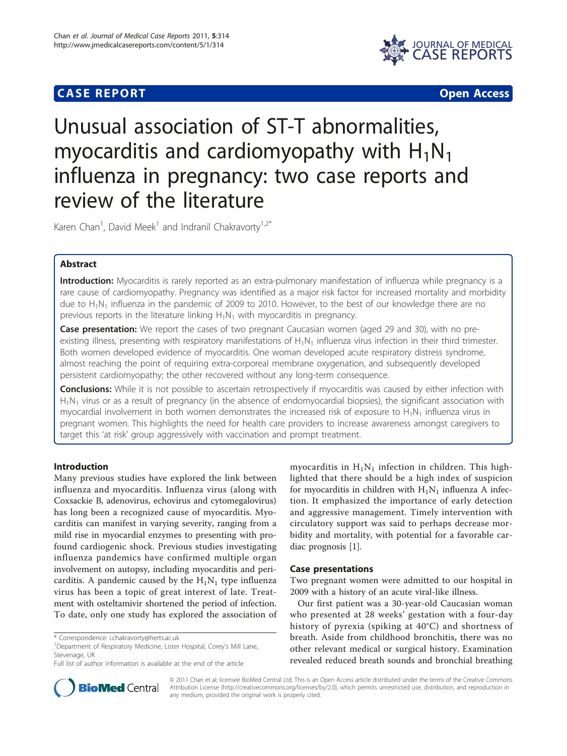# CASE REPORT

Open Access

# Unusual association of ST-T abnormalities, myocarditis and cardiomyopathy with $H_1N_1$ influenza in pregnancy: two case reports and review of the literature

Karen Chan[1], David Meek[1] and Indranil Chakravorty[1,2*]

## Abstract

**Introduction:** Myocarditis is rarely reported as an extra-pulmonary manifestation of influenza while pregnancy is a rare cause of cardiomyopathy. Pregnancy was identified as a major risk factor for increased mortality and morbidity due to $H_1N_1$ influenza in the pandemic of 2009 to 2010. However, to the best of our knowledge there are no previous reports in the literature linking $H_1N_1$ with myocarditis in pregnancy.

**Case presentation:** We report the cases of two pregnant Caucasian women (aged 29 and 30), with no pre-existing illness, presenting with respiratory manifestations of $H_1N_1$ influenza virus infection in their third trimester. Both women developed evidence of myocarditis. One woman developed acute respiratory distress syndrome, almost reaching the point of requiring extra-corporeal membrane oxygenation, and subsequently developed persistent cardiomyopathy; the other recovered without any long-term consequence.

**Conclusions:** While it is not possible to ascertain retrospectively if myocarditis was caused by either infection with $H_1N_1$ virus or as a result of pregnancy (in the absence of endomyocardial biopsies), the significant association with myocardial involvement in both women demonstrates the increased risk of exposure to $H_1N_1$ influenza virus in pregnant women. This highlights the need for health care providers to increase awareness amongst caregivers to target this 'at risk' group aggressively with vaccination and prompt treatment.

## Introduction

Many previous studies have explored the link between influenza and myocarditis. Influenza virus (along with Coxsackie B, adenovirus, echovirus and cytomegalovirus) has long been a recognized cause of myocarditis. Myocarditis can manifest in varying severity, ranging from a mild rise in myocardial enzymes to presenting with profound cardiogenic shock. Previous studies investigating influenza pandemics have confirmed multiple organ involvement on autopsy, including myocarditis and pericarditis. A pandemic caused by the $H_1N_1$ type influenza virus has been a topic of great interest of late. Treatment with osteltamivir shortened the period of infection. To date, only one study has explored the association of myocarditis in $H_1N_1$ infection in children. This highlighted that there should be a high index of suspicion for myocarditis in children with $H_1N_1$ influenza A infection. It emphasized the importance of early detection and aggressive management. Timely intervention with circulatory support was said to perhaps decrease morbidity and mortality, with potential for a favorable cardiac prognosis [1].

## Case presentations

Two pregnant women were admitted to our hospital in 2009 with a history of an acute viral-like illness.

Our first patient was a 30-year-old Caucasian woman who presented at 28 weeks' gestation with a four-day history of pyrexia (spiking at 40°C) and shortness of breath. Aside from childhood bronchitis, there was no other relevant medical or surgical history. Examination revealed reduced breath sounds and bronchial breathing

\* Correspondence: i.chakravorty@herts.ac.uk
[1]Department of Respiratory Medicine, Lister Hospital, Corey's Mill Lane, Stevenage, UK
Full list of author information is available at the end of the article

© 2011 Chan et al; licensee BioMed Central Ltd. This is an Open Access article distributed under the terms of the Creative Commons Attribution License (http://creativecommons.org/licenses/by/2.0), which permits unrestricted use, distribution, and reproduction in any medium, provided the original work is properly cited.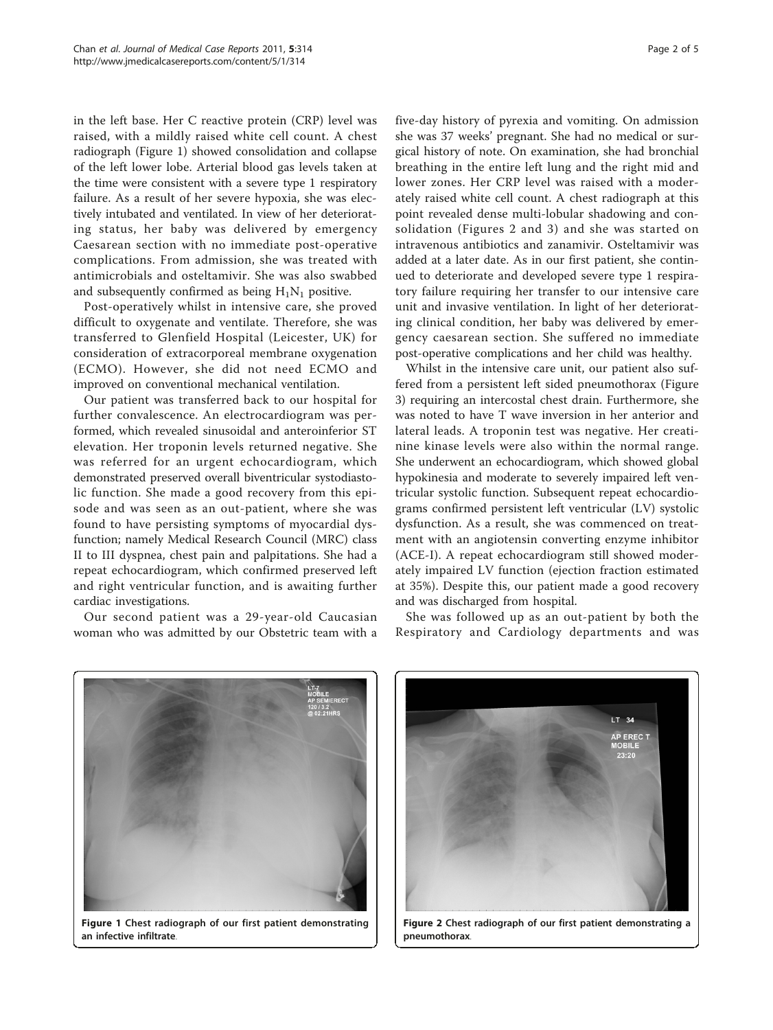in the left base. Her C reactive protein (CRP) level was raised, with a mildly raised white cell count. A chest radiograph (Figure 1) showed consolidation and collapse of the left lower lobe. Arterial blood gas levels taken at the time were consistent with a severe type 1 respiratory failure. As a result of her severe hypoxia, she was electively intubated and ventilated. In view of her deteriorating status, her baby was delivered by emergency Caesarean section with no immediate post-operative complications. From admission, she was treated with antimicrobials and osteltamivir. She was also swabbed and subsequently confirmed as being $H_1N_1$ positive.

Post-operatively whilst in intensive care, she proved difficult to oxygenate and ventilate. Therefore, she was transferred to Glenfield Hospital (Leicester, UK) for consideration of extracorporeal membrane oxygenation (ECMO). However, she did not need ECMO and improved on conventional mechanical ventilation.

Our patient was transferred back to our hospital for further convalescence. An electrocardiogram was performed, which revealed sinusoidal and anteroinferior ST elevation. Her troponin levels returned negative. She was referred for an urgent echocardiogram, which demonstrated preserved overall biventricular systodiastolic function. She made a good recovery from this episode and was seen as an out-patient, where she was found to have persisting symptoms of myocardial dysfunction; namely Medical Research Council (MRC) class II to III dyspnea, chest pain and palpitations. She had a repeat echocardiogram, which confirmed preserved left and right ventricular function, and is awaiting further cardiac investigations.

Our second patient was a 29-year-old Caucasian woman who was admitted by our Obstetric team with a five-day history of pyrexia and vomiting. On admission she was 37 weeks' pregnant. She had no medical or surgical history of note. On examination, she had bronchial breathing in the entire left lung and the right mid and lower zones. Her CRP level was raised with a moderately raised white cell count. A chest radiograph at this point revealed dense multi-lobular shadowing and consolidation (Figures 2 and 3) and she was started on intravenous antibiotics and zanamivir. Osteltamivir was added at a later date. As in our first patient, she continued to deteriorate and developed severe type 1 respiratory failure requiring her transfer to our intensive care unit and invasive ventilation. In light of her deteriorating clinical condition, her baby was delivered by emergency caesarean section. She suffered no immediate post-operative complications and her child was healthy.

Whilst in the intensive care unit, our patient also suffered from a persistent left sided pneumothorax (Figure 3) requiring an intercostal chest drain. Furthermore, she was noted to have T wave inversion in her anterior and lateral leads. A troponin test was negative. Her creatinine kinase levels were also within the normal range. She underwent an echocardiogram, which showed global hypokinesia and moderate to severely impaired left ventricular systolic function. Subsequent repeat echocardiograms confirmed persistent left ventricular (LV) systolic dysfunction. As a result, she was commenced on treatment with an angiotensin converting enzyme inhibitor (ACE-I). A repeat echocardiogram still showed moderately impaired LV function (ejection fraction estimated at 35%). Despite this, our patient made a good recovery and was discharged from hospital.

She was followed up as an out-patient by both the Respiratory and Cardiology departments and was

LT-7
MOBILE
AP SEMIERECT
120 / 3.2
@ 02:21HRS

**Figure 1** Chest radiograph of our first patient demonstrating an infective infiltrate.

LT 34
AP EREC T
MOBILE
23:20

**Figure 2** Chest radiograph of our first patient demonstrating a pneumothorax.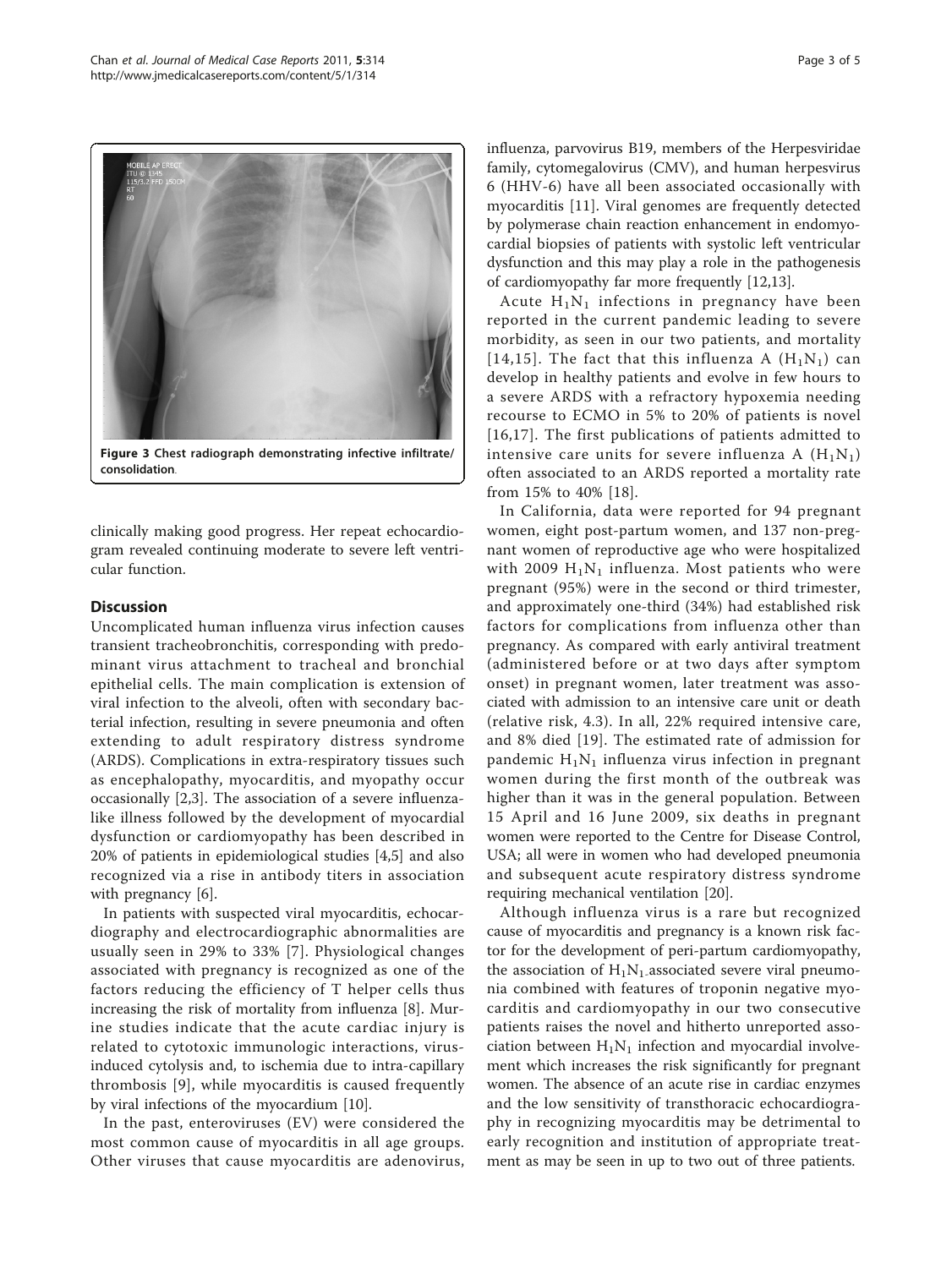Figure 3 Chest radiograph demonstrating infective infiltrate/consolidation.

clinically making good progress. Her repeat echocardiogram revealed continuing moderate to severe left ventricular function.

## Discussion

Uncomplicated human influenza virus infection causes transient tracheobronchitis, corresponding with predominant virus attachment to tracheal and bronchial epithelial cells. The main complication is extension of viral infection to the alveoli, often with secondary bacterial infection, resulting in severe pneumonia and often extending to adult respiratory distress syndrome (ARDS). Complications in extra-respiratory tissues such as encephalopathy, myocarditis, and myopathy occur occasionally [2,3]. The association of a severe influenza-like illness followed by the development of myocardial dysfunction or cardiomyopathy has been described in 20% of patients in epidemiological studies [4,5] and also recognized via a rise in antibody titers in association with pregnancy [6].

In patients with suspected viral myocarditis, echocardiography and electrocardiographic abnormalities are usually seen in 29% to 33% [7]. Physiological changes associated with pregnancy is recognized as one of the factors reducing the efficiency of T helper cells thus increasing the risk of mortality from influenza [8]. Murine studies indicate that the acute cardiac injury is related to cytotoxic immunologic interactions, virus-induced cytolysis and, to ischemia due to intra-capillary thrombosis [9], while myocarditis is caused frequently by viral infections of the myocardium [10].

In the past, enteroviruses (EV) were considered the most common cause of myocarditis in all age groups. Other viruses that cause myocarditis are adenovirus, influenza, parvovirus B19, members of the Herpesviridae family, cytomegalovirus (CMV), and human herpesvirus 6 (HHV-6) have all been associated occasionally with myocarditis [11]. Viral genomes are frequently detected by polymerase chain reaction enhancement in endomyocardial biopsies of patients with systolic left ventricular dysfunction and this may play a role in the pathogenesis of cardiomyopathy far more frequently [12,13].

Acute $H_1N_1$ infections in pregnancy have been reported in the current pandemic leading to severe morbidity, as seen in our two patients, and mortality [14,15]. The fact that this influenza A ($H_1N_1$) can develop in healthy patients and evolve in few hours to a severe ARDS with a refractory hypoxemia needing recourse to ECMO in 5% to 20% of patients is novel [16,17]. The first publications of patients admitted to intensive care units for severe influenza A ($H_1N_1$) often associated to an ARDS reported a mortality rate from 15% to 40% [18].

In California, data were reported for 94 pregnant women, eight post-partum women, and 137 non-pregnant women of reproductive age who were hospitalized with 2009 $H_1N_1$ influenza. Most patients who were pregnant (95%) were in the second or third trimester, and approximately one-third (34%) had established risk factors for complications from influenza other than pregnancy. As compared with early antiviral treatment (administered before or at two days after symptom onset) in pregnant women, later treatment was associated with admission to an intensive care unit or death (relative risk, 4.3). In all, 22% required intensive care, and 8% died [19]. The estimated rate of admission for pandemic $H_1N_1$ influenza virus infection in pregnant women during the first month of the outbreak was higher than it was in the general population. Between 15 April and 16 June 2009, six deaths in pregnant women were reported to the Centre for Disease Control, USA; all were in women who had developed pneumonia and subsequent acute respiratory distress syndrome requiring mechanical ventilation [20].

Although influenza virus is a rare but recognized cause of myocarditis and pregnancy is a known risk factor for the development of peri-partum cardiomyopathy, the association of $H_1N_1$-associated severe viral pneumonia combined with features of troponin negative myocarditis and cardiomyopathy in our two consecutive patients raises the novel and hitherto unreported association between $H_1N_1$ infection and myocardial involvement which increases the risk significantly for pregnant women. The absence of an acute rise in cardiac enzymes and the low sensitivity of transthoracic echocardiography in recognizing myocarditis may be detrimental to early recognition and institution of appropriate treatment as may be seen in up to two out of three patients.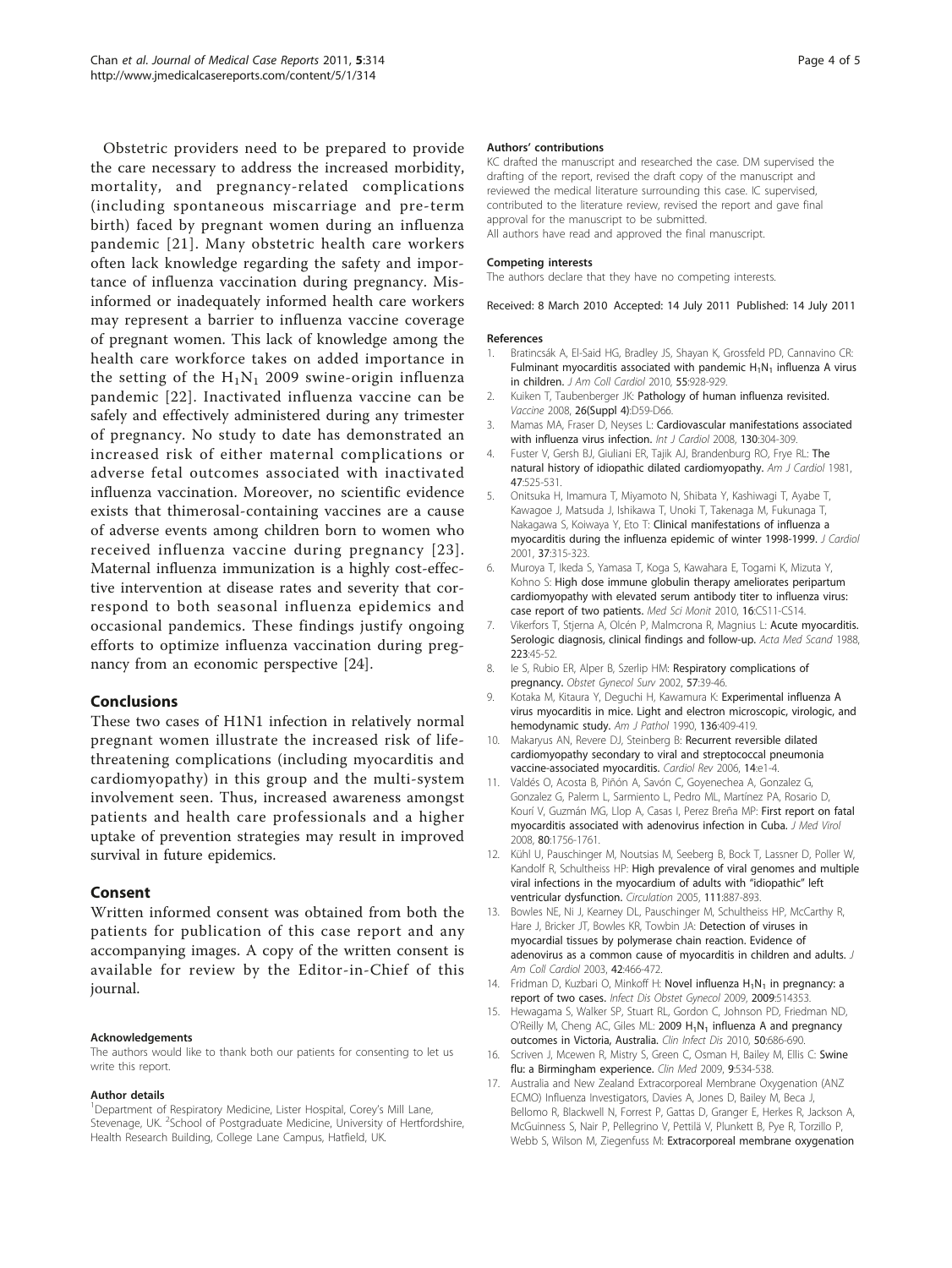Obstetric providers need to be prepared to provide the care necessary to address the increased morbidity, mortality, and pregnancy-related complications (including spontaneous miscarriage and pre-term birth) faced by pregnant women during an influenza pandemic [21]. Many obstetric health care workers often lack knowledge regarding the safety and importance of influenza vaccination during pregnancy. Misinformed or inadequately informed health care workers may represent a barrier to influenza vaccine coverage of pregnant women. This lack of knowledge among the health care workforce takes on added importance in the setting of the $H_1N_1$ 2009 swine-origin influenza pandemic [22]. Inactivated influenza vaccine can be safely and effectively administered during any trimester of pregnancy. No study to date has demonstrated an increased risk of either maternal complications or adverse fetal outcomes associated with inactivated influenza vaccination. Moreover, no scientific evidence exists that thimerosal-containing vaccines are a cause of adverse events among children born to women who received influenza vaccine during pregnancy [23]. Maternal influenza immunization is a highly cost-effective intervention at disease rates and severity that correspond to both seasonal influenza epidemics and occasional pandemics. These findings justify ongoing efforts to optimize influenza vaccination during pregnancy from an economic perspective [24].

## Conclusions

These two cases of H1N1 infection in relatively normal pregnant women illustrate the increased risk of life-threatening complications (including myocarditis and cardiomyopathy) in this group and the multi-system involvement seen. Thus, increased awareness amongst patients and health care professionals and a higher uptake of prevention strategies may result in improved survival in future epidemics.

## Consent

Written informed consent was obtained from both the patients for publication of this case report and any accompanying images. A copy of the written consent is available for review by the Editor-in-Chief of this journal.

#### Acknowledgements

The authors would like to thank both our patients for consenting to let us write this report.

#### Author details

[1]Department of Respiratory Medicine, Lister Hospital, Corey's Mill Lane, Stevenage, UK. [2]School of Postgraduate Medicine, University of Hertfordshire, Health Research Building, College Lane Campus, Hatfield, UK.

#### Authors' contributions

KC drafted the manuscript and researched the case. DM supervised the drafting of the report, revised the draft copy of the manuscript and reviewed the medical literature surrounding this case. IC supervised, contributed to the literature review, revised the report and gave final approval for the manuscript to be submitted.
All authors have read and approved the final manuscript.

#### Competing interests

The authors declare that they have no competing interests.

Received: 8 March 2010 Accepted: 14 July 2011 Published: 14 July 2011

#### References

1. Bratincsák A, El-Said HG, Bradley JS, Shayan K, Grossfeld PD, Cannavino CR: **Fulminant myocarditis associated with pandemic $H_1N_1$ influenza A virus in children.** *J Am Coll Cardiol* 2010, **55**:928-929.
2. Kuiken T, Taubenberger JK: **Pathology of human influenza revisited.** *Vaccine* 2008, **26(Suppl 4)**:D59-D66.
3. Mamas MA, Fraser D, Neyses L: **Cardiovascular manifestations associated with influenza virus infection.** *Int J Cardiol* 2008, **130**:304-309.
4. Fuster V, Gersh BJ, Giuliani ER, Tajik AJ, Brandenburg RO, Frye RL: **The natural history of idiopathic dilated cardiomyopathy.** *Am J Cardiol* 1981, **47**:525-531.
5. Onitsuka H, Imamura T, Miyamoto N, Shibata Y, Kashiwagi T, Ayabe T, Kawagoe J, Matsuda J, Ishikawa T, Unoki T, Takenaga M, Fukunaga T, Nakagawa S, Koiwaya Y, Eto T: **Clinical manifestations of influenza a myocarditis during the influenza epidemic of winter 1998-1999.** *J Cardiol* 2001, **37**:315-323.
6. Muroya T, Ikeda S, Yamasa T, Koga S, Kawahara E, Togami K, Mizuta Y, Kohno S: **High dose immune globulin therapy ameliorates peripartum cardiomyopathy with elevated serum antibody titer to influenza virus: case report of two patients.** *Med Sci Monit* 2010, **16**:CS11-CS14.
7. Vikerfors T, Stjerna A, Olcén P, Malmcrona R, Magnius L: **Acute myocarditis. Serologic diagnosis, clinical findings and follow-up.** *Acta Med Scand* 1988, **223**:45-52.
8. Ie S, Rubio ER, Alper B, Szerlip HM: **Respiratory complications of pregnancy.** *Obstet Gynecol Surv* 2002, **57**:39-46.
9. Kotaka M, Kitaura Y, Deguchi H, Kawamura K: **Experimental influenza A virus myocarditis in mice. Light and electron microscopic, virologic, and hemodynamic study.** *Am J Pathol* 1990, **136**:409-419.
10. Makaryus AN, Revere DJ, Steinberg B: **Recurrent reversible dilated cardiomyopathy secondary to viral and streptococcal pneumonia vaccine-associated myocarditis.** *Cardiol Rev* 2006, **14**:e1-4.
11. Valdés O, Acosta B, Piñón A, Savón C, Goyenechea A, Gonzalez G, Gonzalez G, Palerm L, Sarmiento L, Pedro ML, Martínez PA, Rosario D, Kourí V, Guzmán MG, Llop A, Casas I, Perez Breña MP: **First report on fatal myocarditis associated with adenovirus infection in Cuba.** *J Med Virol* 2008, **80**:1756-1761.
12. Kühl U, Pauschinger M, Noutsias M, Seeberg B, Bock T, Lassner D, Poller W, Kandolf R, Schultheiss HP: **High prevalence of viral genomes and multiple viral infections in the myocardium of adults with "idiopathic" left ventricular dysfunction.** *Circulation* 2005, **111**:887-893.
13. Bowles NE, Ni J, Kearney DL, Pauschinger M, Schultheiss HP, McCarthy R, Hare J, Bricker JT, Bowles KR, Towbin JA: **Detection of viruses in myocardial tissues by polymerase chain reaction. Evidence of adenovirus as a common cause of myocarditis in children and adults.** *J Am Coll Cardiol* 2003, **42**:466-472.
14. Fridman D, Kuzbari O, Minkoff H: **Novel influenza $H_1N_1$ in pregnancy: a report of two cases.** *Infect Dis Obstet Gynecol* 2009, **2009**:514353.
15. Hewagama S, Walker SP, Stuart RL, Gordon C, Johnson PD, Friedman ND, O'Reilly M, Cheng AC, Giles ML: **2009 $H_1N_1$ influenza A and pregnancy outcomes in Victoria, Australia.** *Clin Infect Dis* 2010, **50**:686-690.
16. Scriven J, Mcewen R, Mistry S, Green C, Osman H, Bailey M, Ellis C: **Swine flu: a Birmingham experience.** *Clin Med* 2009, **9**:534-538.
17. Australia and New Zealand Extracorporeal Membrane Oxygenation (ANZ ECMO) Influenza Investigators, Davies A, Jones D, Bailey M, Beca J, Bellomo R, Blackwell N, Forrest P, Gattas D, Granger E, Herkes R, Jackson A, McGuinness S, Nair P, Pellegrino V, Pettilä V, Plunkett B, Pye R, Torzillo P, Webb S, Wilson M, Ziegenfuss M: **Extracorporeal membrane oxygenation**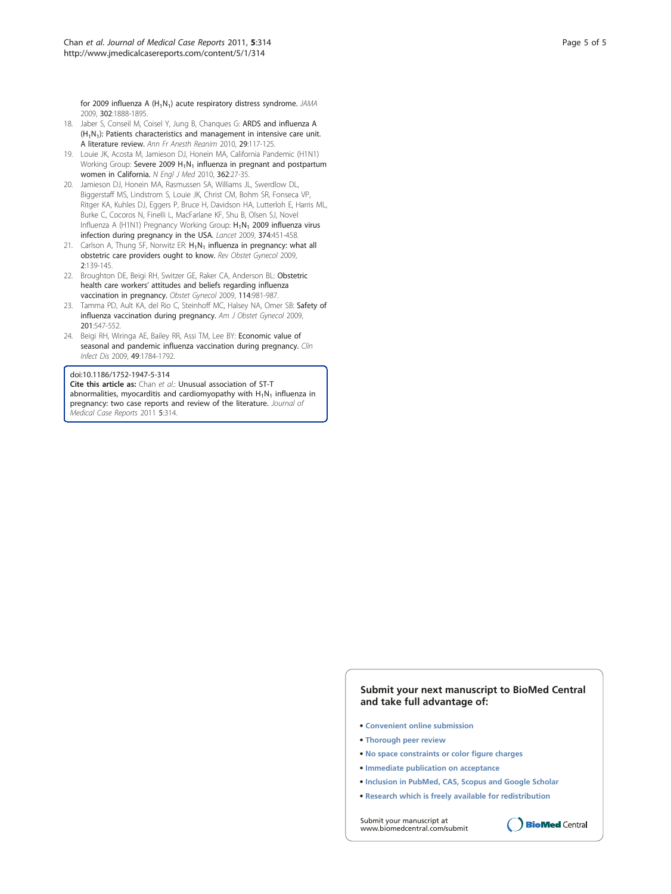for 2009 influenza A ($H_1N_1$) acute respiratory distress syndrome. *JAMA* 2009, **302**:1888-1895.

18. Jaber S, Conseil M, Coisel Y, Jung B, Chanques G: **ARDS and influenza A ($H_1N_1$): Patients characteristics and management in intensive care unit. A literature review.** *Ann Fr Anesth Reanim* 2010, **29**:117-125.
19. Louie JK, Acosta M, Jamieson DJ, Honein MA, California Pandemic (H1N1) Working Group: **Severe 2009 $H_1N_1$ influenza in pregnant and postpartum women in California.** *N Engl J Med* 2010, **362**:27-35.
20. Jamieson DJ, Honein MA, Rasmussen SA, Williams JL, Swerdlow DL, Biggerstaff MS, Lindstrom S, Louie JK, Christ CM, Bohm SR, Fonseca VP, Ritger KA, Kuhles DJ, Eggers P, Bruce H, Davidson HA, Lutterloh E, Harris ML, Burke C, Cocoros N, Finelli L, MacFarlane KF, Shu B, Olsen SJ, Novel Influenza A (H1N1) Pregnancy Working Group: **$H_1N_1$ 2009 influenza virus infection during pregnancy in the USA.** *Lancet* 2009, **374**:451-458.
21. Carlson A, Thung SF, Norwitz ER: **$H_1N_1$ influenza in pregnancy: what all obstetric care providers ought to know.** *Rev Obstet Gynecol* 2009, **2**:139-145.
22. Broughton DE, Beigi RH, Switzer GE, Raker CA, Anderson BL: **Obstetric health care workers' attitudes and beliefs regarding influenza vaccination in pregnancy.** *Obstet Gynecol* 2009, **114**:981-987.
23. Tamma PD, Ault KA, del Rio C, Steinhoff MC, Halsey NA, Omer SB: **Safety of influenza vaccination during pregnancy.** *Am J Obstet Gynecol* 2009, **201**:547-552.
24. Beigi RH, Wiringa AE, Bailey RR, Assi TM, Lee BY: **Economic value of seasonal and pandemic influenza vaccination during pregnancy.** *Clin Infect Dis* 2009, **49**:1784-1792.

doi:10.1186/1752-1947-5-314

**Cite this article as:** Chan *et al.*: Unusual association of ST-T abnormalities, myocarditis and cardiomyopathy with $H_1N_1$ influenza in pregnancy: two case reports and review of the literature. *Journal of Medical Case Reports* 2011 **5**:314.

**Submit your next manuscript to BioMed Central and take full advantage of:**

- Convenient online submission
- Thorough peer review
- No space constraints or color figure charges
- Immediate publication on acceptance
- Inclusion in PubMed, CAS, Scopus and Google Scholar
- Research which is freely available for redistribution

Submit your manuscript at
www.biomedcentral.com/submit

BioMed Central